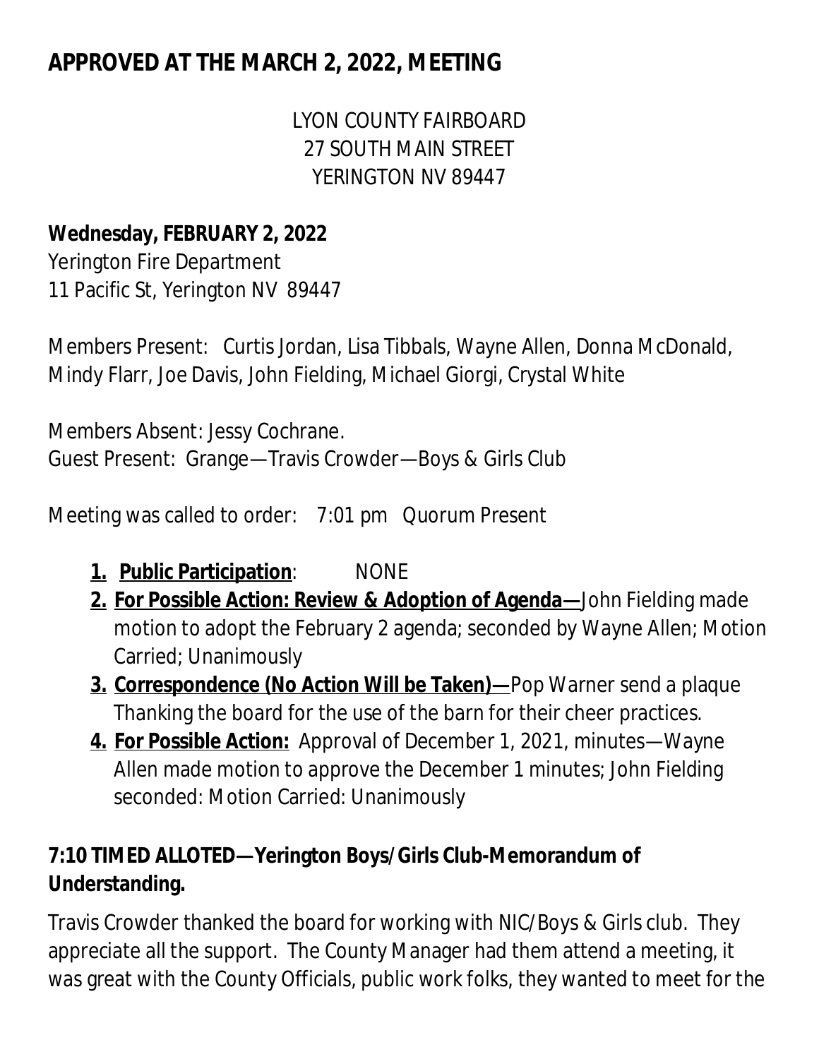# APPROVED AT THE MARCH 2, 2022, MEETING

LYON COUNTY FAIRBOARD
27 SOUTH MAIN STREET
YERINGTON NV 89447

**Wednesday, FEBRUARY 2, 2022**
Yerington Fire Department
11 Pacific St, Yerington NV 89447

Members Present: Curtis Jordan, Lisa Tibbals, Wayne Allen, Donna McDonald, Mindy Flarr, Joe Davis, John Fielding, Michael Giorgi, Crystal White

Members Absent: Jessy Cochrane.
Guest Present: Grange—Travis Crowder—Boys & Girls Club

Meeting was called to order: 7:01 pm Quorum Present

1. **Public Participation**: NONE
2. **For Possible Action: Review & Adoption of Agenda—** John Fielding made motion to adopt the February 2 agenda; seconded by Wayne Allen; Motion Carried; Unanimously
3. **Correspondence (No Action Will be Taken)—** Pop Warner send a plaque Thanking the board for the use of the barn for their cheer practices.
4. **For Possible Action:** Approval of December 1, 2021, minutes—Wayne Allen made motion to approve the December 1 minutes; John Fielding seconded: Motion Carried: Unanimously

**7:10 TIMED ALLOTED—Yerington Boys/Girls Club-Memorandum of Understanding.**

Travis Crowder thanked the board for working with NIC/Boys & Girls club. They appreciate all the support. The County Manager had them attend a meeting, it was great with the County Officials, public work folks, they wanted to meet for the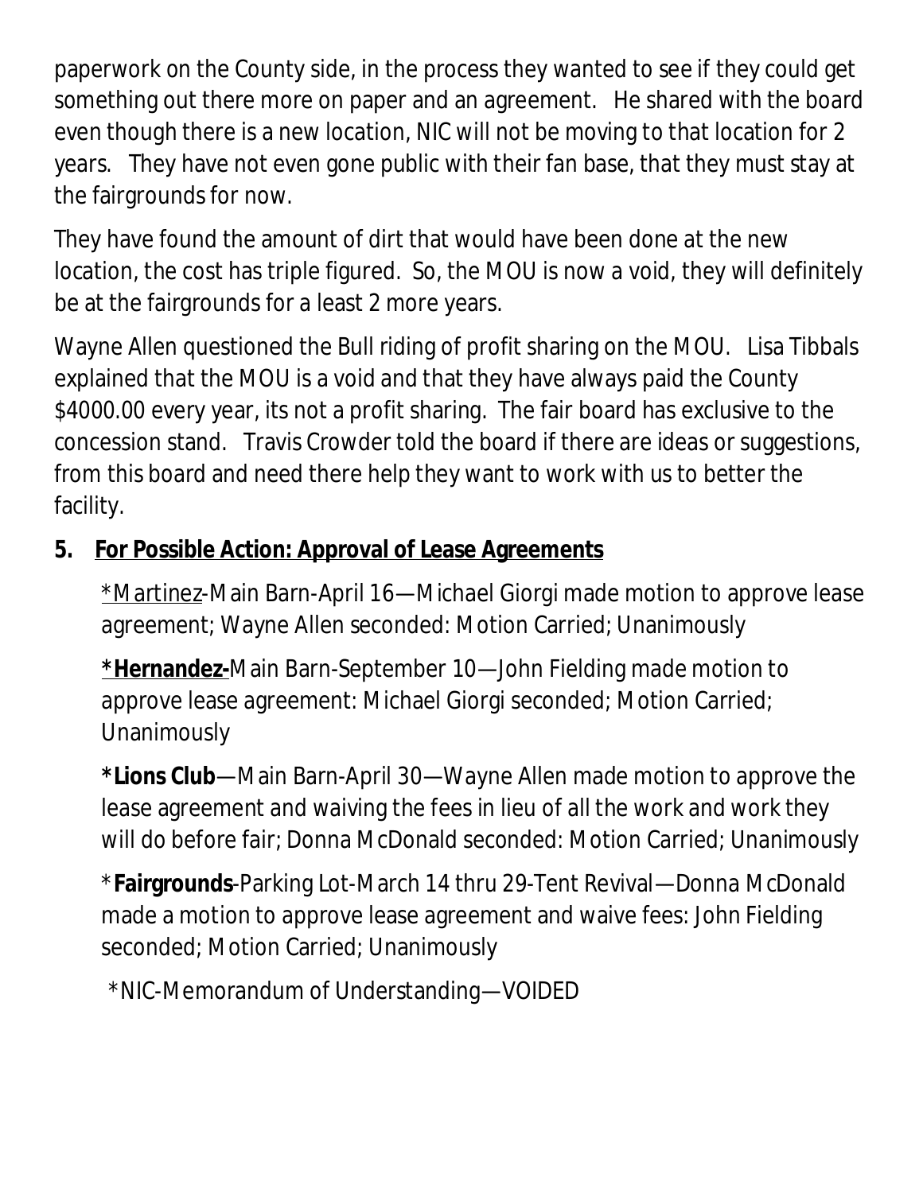paperwork on the County side, in the process they wanted to see if they could get something out there more on paper and an agreement. He shared with the board even though there is a new location, NIC will not be moving to that location for 2 years. They have not even gone public with their fan base, that they must stay at the fairgrounds for now.

They have found the amount of dirt that would have been done at the new location, the cost has triple figured. So, the MOU is now a void, they will definitely be at the fairgrounds for a least 2 more years.

Wayne Allen questioned the Bull riding of profit sharing on the MOU. Lisa Tibbals explained that the MOU is a void and that they have always paid the County $4000.00 every year, its not a profit sharing. The fair board has exclusive to the concession stand. Travis Crowder told the board if there are ideas or suggestions, from this board and need there help they want to work with us to better the facility.

**5. <u>For Possible Action: Approval of Lease Agreements</u>**

<u>*Martinez</u>-Main Barn-April 16—Michael Giorgi made motion to approve lease agreement; Wayne Allen seconded: Motion Carried; Unanimously

**<u>*Hernandez-</u>**Main Barn-September 10—John Fielding made motion to approve lease agreement: Michael Giorgi seconded; Motion Carried; Unanimously

**\*Lions Club**—Main Barn-April 30—Wayne Allen made motion to approve the lease agreement and waiving the fees in lieu of all the work and work they will do before fair; Donna McDonald seconded: Motion Carried; Unanimously

\***Fairgrounds**-Parking Lot-March 14 thru 29-Tent Revival—Donna McDonald made a motion to approve lease agreement and waive fees: John Fielding seconded; Motion Carried; Unanimously

*NIC-Memorandum of Understanding—VOIDED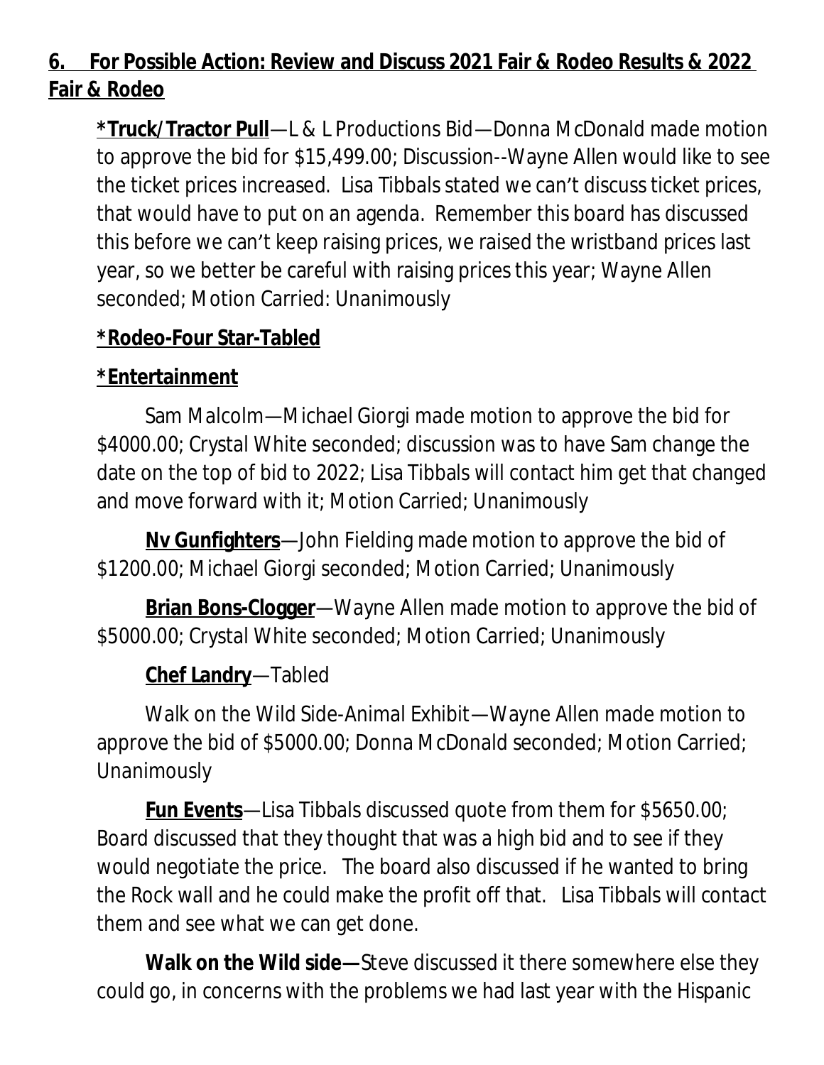**6. For Possible Action: Review and Discuss 2021 Fair & Rodeo Results & 2022 Fair & Rodeo**

**\*Truck/Tractor Pull**—L & L Productions Bid—Donna McDonald made motion to approve the bid for $15,499.00; Discussion--Wayne Allen would like to see the ticket prices increased. Lisa Tibbals stated we can't discuss ticket prices, that would have to put on an agenda. Remember this board has discussed this before we can't keep raising prices, we raised the wristband prices last year, so we better be careful with raising prices this year; Wayne Allen seconded; Motion Carried: Unanimously

**\*Rodeo-Four Star-Tabled**

**\*Entertainment**

Sam Malcolm—Michael Giorgi made motion to approve the bid for $4000.00; Crystal White seconded; discussion was to have Sam change the date on the top of bid to 2022; Lisa Tibbals will contact him get that changed and move forward with it; Motion Carried; Unanimously

**Nv Gunfighters**—John Fielding made motion to approve the bid of $1200.00; Michael Giorgi seconded; Motion Carried; Unanimously

**Brian Bons-Clogger**—Wayne Allen made motion to approve the bid of $5000.00; Crystal White seconded; Motion Carried; Unanimously

**Chef Landry**—Tabled

Walk on the Wild Side-Animal Exhibit—Wayne Allen made motion to approve the bid of $5000.00; Donna McDonald seconded; Motion Carried; Unanimously

**Fun Events**—Lisa Tibbals discussed quote from them for $5650.00; Board discussed that they thought that was a high bid and to see if they would negotiate the price. The board also discussed if he wanted to bring the Rock wall and he could make the profit off that. Lisa Tibbals will contact them and see what we can get done.

**Walk on the Wild side—**Steve discussed it there somewhere else they could go, in concerns with the problems we had last year with the Hispanic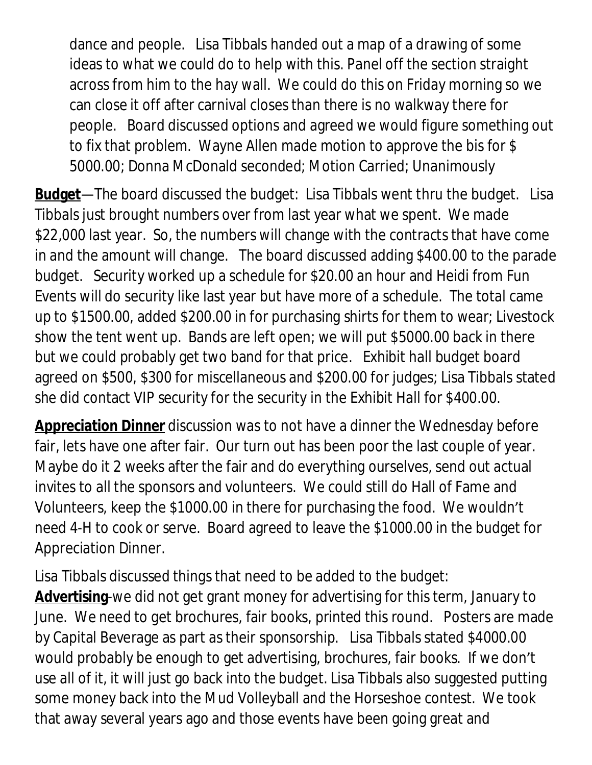dance and people. Lisa Tibbals handed out a map of a drawing of some ideas to what we could do to help with this. Panel off the section straight across from him to the hay wall. We could do this on Friday morning so we can close it off after carnival closes than there is no walkway there for people. Board discussed options and agreed we would figure something out to fix that problem. Wayne Allen made motion to approve the bis for $ 5000.00; Donna McDonald seconded; Motion Carried; Unanimously

**Budget**—The board discussed the budget: Lisa Tibbals went thru the budget. Lisa Tibbals just brought numbers over from last year what we spent. We made $22,000 last year. So, the numbers will change with the contracts that have come in and the amount will change. The board discussed adding $400.00 to the parade budget. Security worked up a schedule for $20.00 an hour and Heidi from Fun Events will do security like last year but have more of a schedule. The total came up to $1500.00, added $200.00 in for purchasing shirts for them to wear; Livestock show the tent went up. Bands are left open; we will put $5000.00 back in there but we could probably get two band for that price. Exhibit hall budget board agreed on $500, $300 for miscellaneous and $200.00 for judges; Lisa Tibbals stated she did contact VIP security for the security in the Exhibit Hall for $400.00.

**Appreciation Dinner** discussion was to not have a dinner the Wednesday before fair, lets have one after fair. Our turn out has been poor the last couple of year. Maybe do it 2 weeks after the fair and do everything ourselves, send out actual invites to all the sponsors and volunteers. We could still do Hall of Fame and Volunteers, keep the $1000.00 in there for purchasing the food. We wouldn't need 4-H to cook or serve. Board agreed to leave the $1000.00 in the budget for Appreciation Dinner.

Lisa Tibbals discussed things that need to be added to the budget:
**Advertising**-we did not get grant money for advertising for this term, January to June. We need to get brochures, fair books, printed this round. Posters are made by Capital Beverage as part as their sponsorship. Lisa Tibbals stated $4000.00 would probably be enough to get advertising, brochures, fair books. If we don't use all of it, it will just go back into the budget. Lisa Tibbals also suggested putting some money back into the Mud Volleyball and the Horseshoe contest. We took that away several years ago and those events have been going great and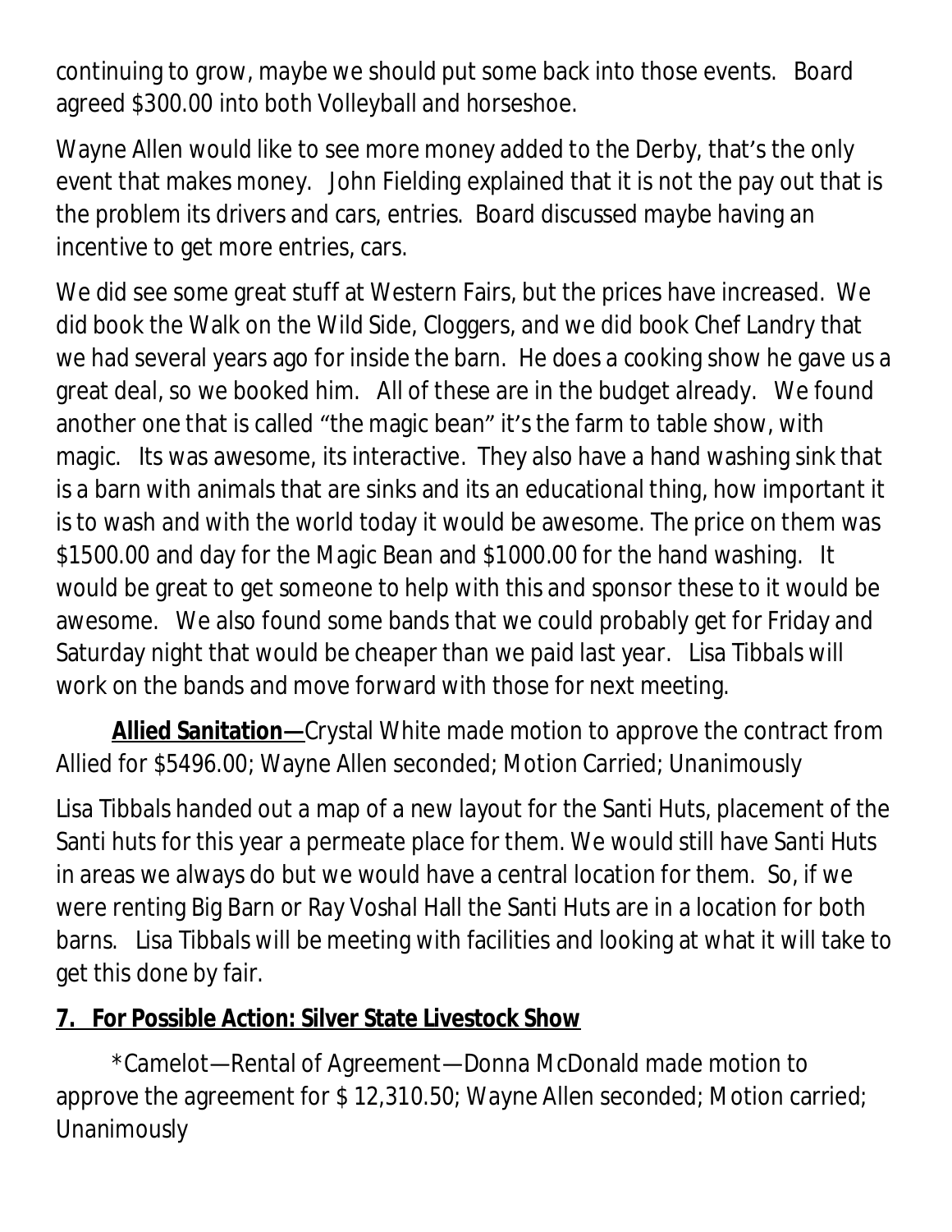continuing to grow, maybe we should put some back into those events. Board agreed $300.00 into both Volleyball and horseshoe.

Wayne Allen would like to see more money added to the Derby, that's the only event that makes money. John Fielding explained that it is not the pay out that is the problem its drivers and cars, entries. Board discussed maybe having an incentive to get more entries, cars.

We did see some great stuff at Western Fairs, but the prices have increased. We did book the Walk on the Wild Side, Cloggers, and we did book Chef Landry that we had several years ago for inside the barn. He does a cooking show he gave us a great deal, so we booked him. All of these are in the budget already. We found another one that is called "the magic bean" it's the farm to table show, with magic. Its was awesome, its interactive. They also have a hand washing sink that is a barn with animals that are sinks and its an educational thing, how important it is to wash and with the world today it would be awesome. The price on them was $1500.00 and day for the Magic Bean and $1000.00 for the hand washing. It would be great to get someone to help with this and sponsor these to it would be awesome. We also found some bands that we could probably get for Friday and Saturday night that would be cheaper than we paid last year. Lisa Tibbals will work on the bands and move forward with those for next meeting.

**<u>Allied Sanitation</u>—**Crystal White made motion to approve the contract from Allied for $5496.00; Wayne Allen seconded; Motion Carried; Unanimously

Lisa Tibbals handed out a map of a new layout for the Santi Huts, placement of the Santi huts for this year a permeate place for them. We would still have Santi Huts in areas we always do but we would have a central location for them. So, if we were renting Big Barn or Ray Voshal Hall the Santi Huts are in a location for both barns. Lisa Tibbals will be meeting with facilities and looking at what it will take to get this done by fair.

**<u>7. For Possible Action: Silver State Livestock Show</u>**

*Camelot—Rental of Agreement—Donna McDonald made motion to approve the agreement for $ 12,310.50; Wayne Allen seconded; Motion carried; Unanimously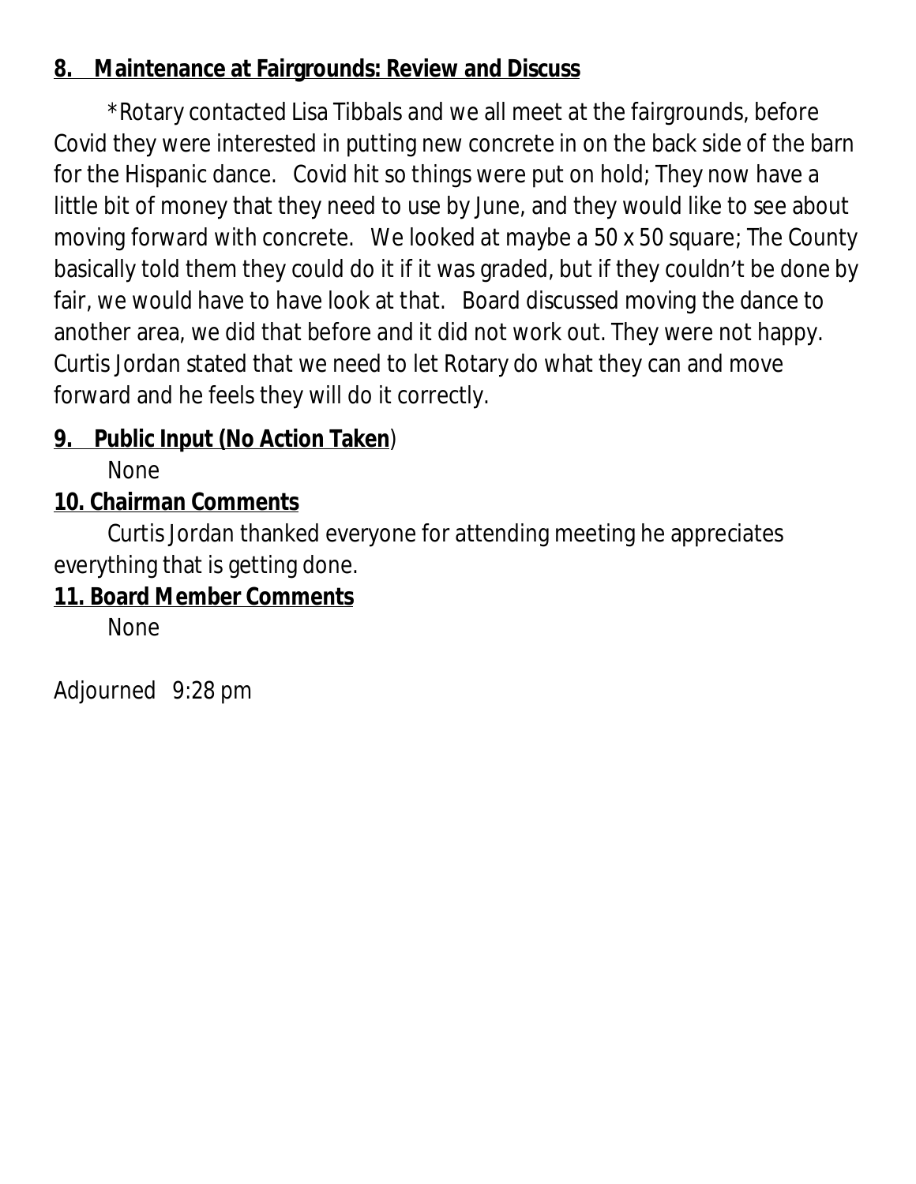**8. Maintenance at Fairgrounds: Review and Discuss**

*Rotary contacted Lisa Tibbals and we all meet at the fairgrounds, before Covid they were interested in putting new concrete in on the back side of the barn for the Hispanic dance. Covid hit so things were put on hold; They now have a little bit of money that they need to use by June, and they would like to see about moving forward with concrete. We looked at maybe a 50 x 50 square; The County basically told them they could do it if it was graded, but if they couldn't be done by fair, we would have to have look at that. Board discussed moving the dance to another area, we did that before and it did not work out. They were not happy. Curtis Jordan stated that we need to let Rotary do what they can and move forward and he feels they will do it correctly.

**9. Public Input (No Action Taken)**

None

**10. Chairman Comments**

Curtis Jordan thanked everyone for attending meeting he appreciates everything that is getting done.

**11. Board Member Comments**

None

Adjourned 9:28 pm